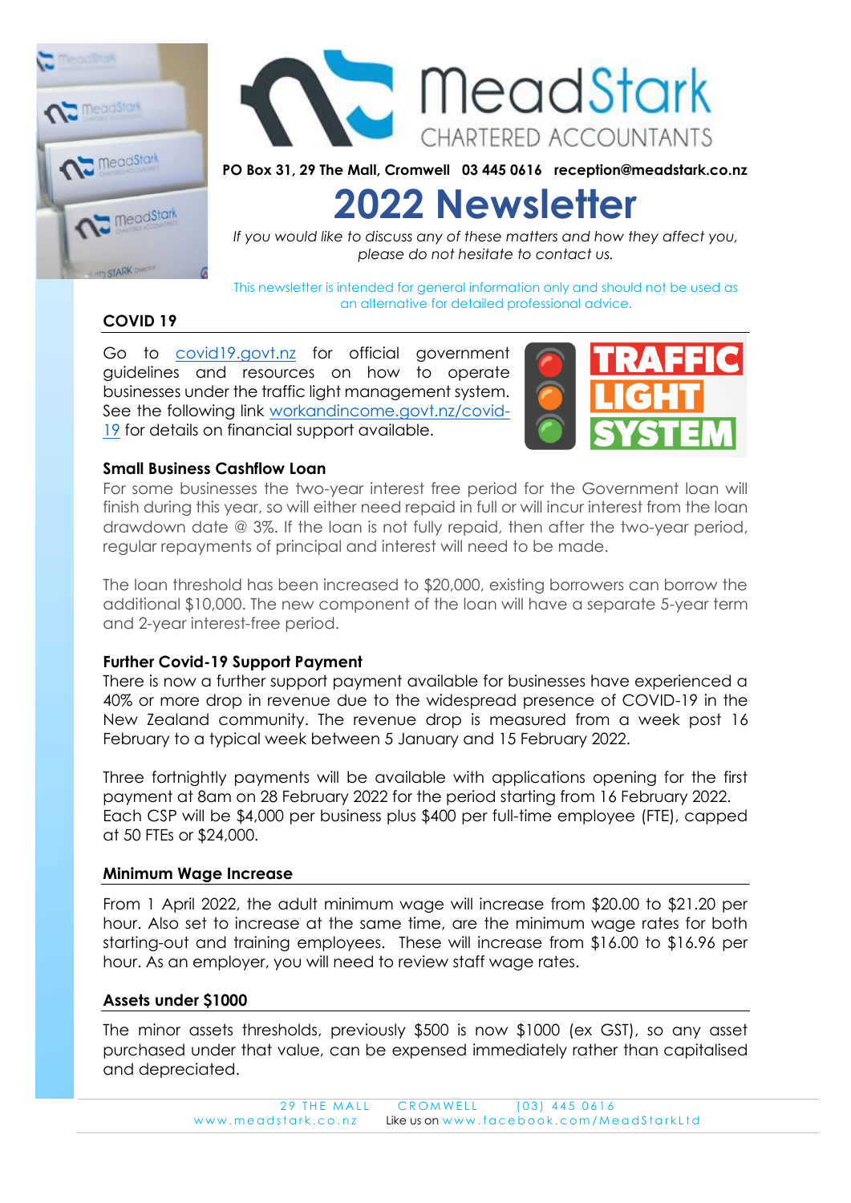MeadStark
CHARTERED ACCOUNTANTS

**PO Box 31, 29 The Mall, Cromwell 03 445 0616 reception@meadstark.co.nz**

# 2022 Newsletter

*If you would like to discuss any of these matters and how they affect you, please do not hesitate to contact us.*

This newsletter is intended for general information only and should not be used as an alternative for detailed professional advice.

## COVID 19

Go to covid19.govt.nz for official government guidelines and resources on how to operate businesses under the traffic light management system. See the following link workandincome.govt.nz/covid-19 for details on financial support available.

TRAFFIC LIGHT SYSTEM

### Small Business Cashflow Loan

For some businesses the two-year interest free period for the Government loan will finish during this year, so will either need repaid in full or will incur interest from the loan drawdown date @ 3%. If the loan is not fully repaid, then after the two-year period, regular repayments of principal and interest will need to be made.

The loan threshold has been increased to $20,000, existing borrowers can borrow the additional $10,000. The new component of the loan will have a separate 5-year term and 2-year interest-free period.

### Further Covid-19 Support Payment

There is now a further support payment available for businesses have experienced a 40% or more drop in revenue due to the widespread presence of COVID-19 in the New Zealand community. The revenue drop is measured from a week post 16 February to a typical week between 5 January and 15 February 2022.

Three fortnightly payments will be available with applications opening for the first payment at 8am on 28 February 2022 for the period starting from 16 February 2022. Each CSP will be $4,000 per business plus $400 per full-time employee (FTE), capped at 50 FTEs or $24,000.

## Minimum Wage Increase

From 1 April 2022, the adult minimum wage will increase from $20.00 to $21.20 per hour. Also set to increase at the same time, are the minimum wage rates for both starting-out and training employees. These will increase from $16.00 to $16.96 per hour. As an employer, you will need to review staff wage rates.

## Assets under $1000

The minor assets thresholds, previously $500 is now $1000 (ex GST), so any asset purchased under that value, can be expensed immediately rather than capitalised and depreciated.

29 THE MALL CROMWELL (03) 445 0616
www.meadstark.co.nz Like us on www.facebook.com/MeadStarkLtd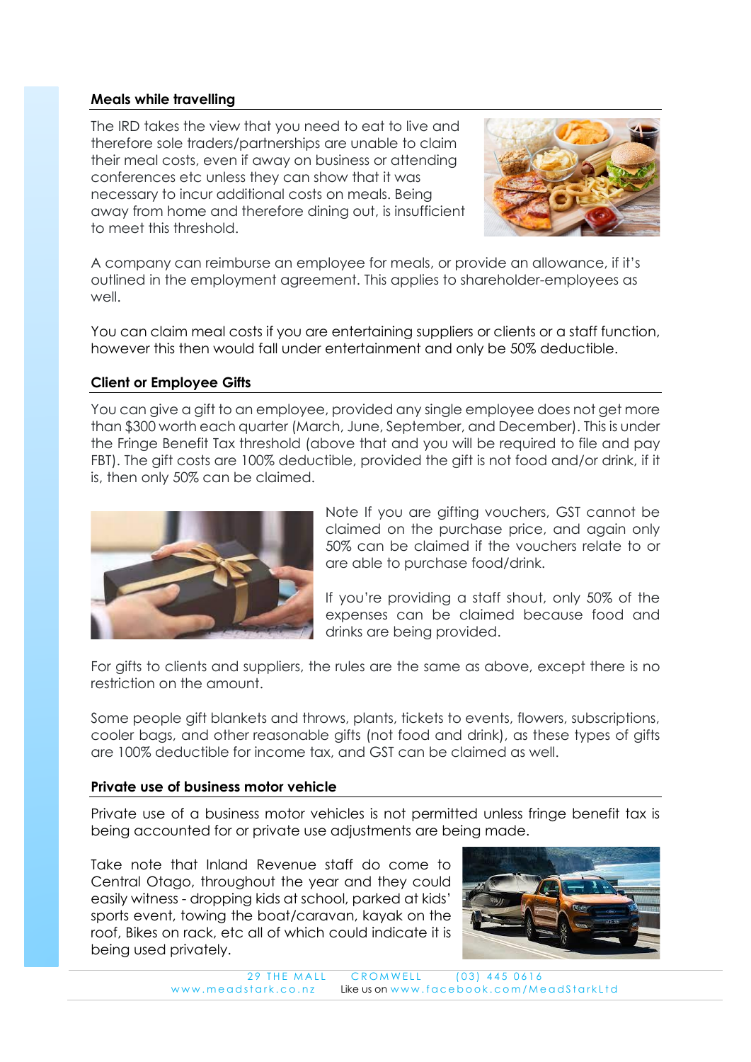**Meals while travelling**

The IRD takes the view that you need to eat to live and therefore sole traders/partnerships are unable to claim their meal costs, even if away on business or attending conferences etc unless they can show that it was necessary to incur additional costs on meals. Being away from home and therefore dining out, is insufficient to meet this threshold.

A company can reimburse an employee for meals, or provide an allowance, if it's outlined in the employment agreement. This applies to shareholder-employees as well.

You can claim meal costs if you are entertaining suppliers or clients or a staff function, however this then would fall under entertainment and only be 50% deductible.

**Client or Employee Gifts**

You can give a gift to an employee, provided any single employee does not get more than $300 worth each quarter (March, June, September, and December). This is under the Fringe Benefit Tax threshold (above that and you will be required to file and pay FBT). The gift costs are 100% deductible, provided the gift is not food and/or drink, if it is, then only 50% can be claimed.

Note If you are gifting vouchers, GST cannot be claimed on the purchase price, and again only 50% can be claimed if the vouchers relate to or are able to purchase food/drink.

If you're providing a staff shout, only 50% of the expenses can be claimed because food and drinks are being provided.

For gifts to clients and suppliers, the rules are the same as above, except there is no restriction on the amount.

Some people gift blankets and throws, plants, tickets to events, flowers, subscriptions, cooler bags, and other reasonable gifts (not food and drink), as these types of gifts are 100% deductible for income tax, and GST can be claimed as well.

**Private use of business motor vehicle**

Private use of a business motor vehicles is not permitted unless fringe benefit tax is being accounted for or private use adjustments are being made.

Take note that Inland Revenue staff do come to Central Otago, throughout the year and they could easily witness - dropping kids at school, parked at kids' sports event, towing the boat/caravan, kayak on the roof, Bikes on rack, etc all of which could indicate it is being used privately.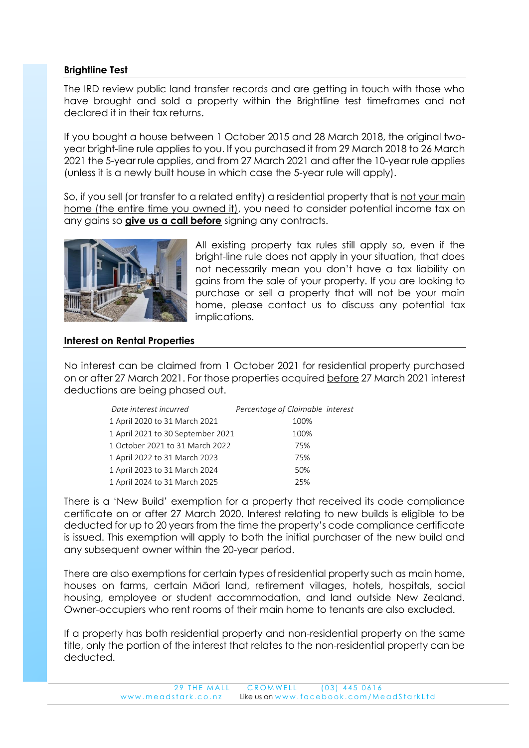## Brightline Test

The IRD review public land transfer records and are getting in touch with those who have brought and sold a property within the Brightline test timeframes and not declared it in their tax returns.

If you bought a house between 1 October 2015 and 28 March 2018, the original two-year bright-line rule applies to you. If you purchased it from 29 March 2018 to 26 March 2021 the 5-year rule applies, and from 27 March 2021 and after the 10-year rule applies (unless it is a newly built house in which case the 5-year rule will apply).

So, if you sell (or transfer to a related entity) a residential property that is not your main home (the entire time you owned it), you need to consider potential income tax on any gains so **give us a call before** signing any contracts.

All existing property tax rules still apply so, even if the bright-line rule does not apply in your situation, that does not necessarily mean you don't have a tax liability on gains from the sale of your property. If you are looking to purchase or sell a property that will not be your main home, please contact us to discuss any potential tax implications.

## Interest on Rental Properties

No interest can be claimed from 1 October 2021 for residential property purchased on or after 27 March 2021. For those properties acquired before 27 March 2021 interest deductions are being phased out.

| *Date interest incurred* | *Percentage of Claimable interest* |
| --- | --- |
| 1 April 2020 to 31 March 2021 | 100% |
| 1 April 2021 to 30 September 2021 | 100% |
| 1 October 2021 to 31 March 2022 | 75% |
| 1 April 2022 to 31 March 2023 | 75% |
| 1 April 2023 to 31 March 2024 | 50% |
| 1 April 2024 to 31 March 2025 | 25% |

There is a 'New Build' exemption for a property that received its code compliance certificate on or after 27 March 2020. Interest relating to new builds is eligible to be deducted for up to 20 years from the time the property's code compliance certificate is issued. This exemption will apply to both the initial purchaser of the new build and any subsequent owner within the 20-year period.

There are also exemptions for certain types of residential property such as main home, houses on farms, certain Māori land, retirement villages, hotels, hospitals, social housing, employee or student accommodation, and land outside New Zealand. Owner-occupiers who rent rooms of their main home to tenants are also excluded.

If a property has both residential property and non-residential property on the same title, only the portion of the interest that relates to the non-residential property can be deducted.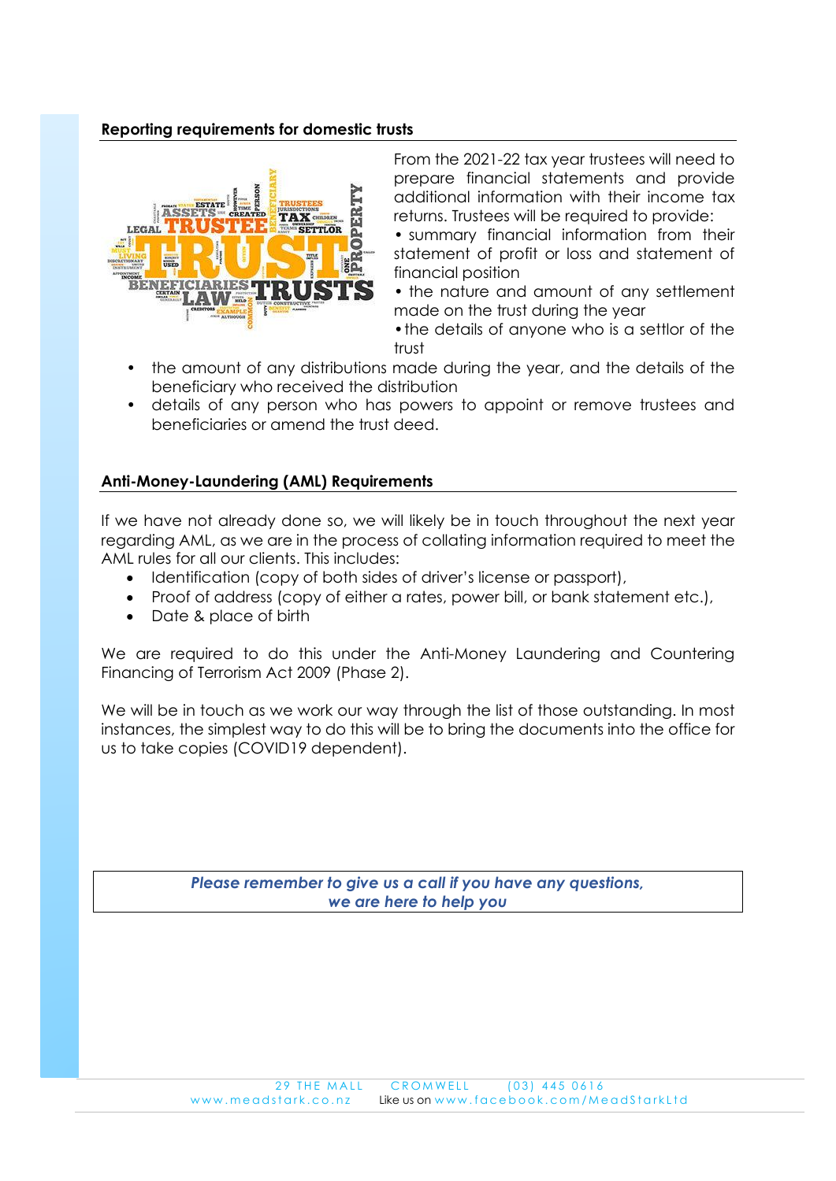## Reporting requirements for domestic trusts

From the 2021-22 tax year trustees will need to prepare financial statements and provide additional information with their income tax returns. Trustees will be required to provide:

- summary financial information from their statement of profit or loss and statement of financial position
- the nature and amount of any settlement made on the trust during the year
- the details of anyone who is a settlor of the trust
- the amount of any distributions made during the year, and the details of the beneficiary who received the distribution
- details of any person who has powers to appoint or remove trustees and beneficiaries or amend the trust deed.

## Anti-Money-Laundering (AML) Requirements

If we have not already done so, we will likely be in touch throughout the next year regarding AML, as we are in the process of collating information required to meet the AML rules for all our clients. This includes:

- Identification (copy of both sides of driver's license or passport),
- Proof of address (copy of either a rates, power bill, or bank statement etc.),
- Date & place of birth

We are required to do this under the Anti-Money Laundering and Countering Financing of Terrorism Act 2009 (Phase 2).

We will be in touch as we work our way through the list of those outstanding. In most instances, the simplest way to do this will be to bring the documents into the office for us to take copies (COVID19 dependent).

***Please remember to give us a call if you have any questions, we are here to help you***

29 THE MALL  CROMWELL  (03) 445 0616
www.meadstark.co.nz  Like us on www.facebook.com/MeadStarkLtd